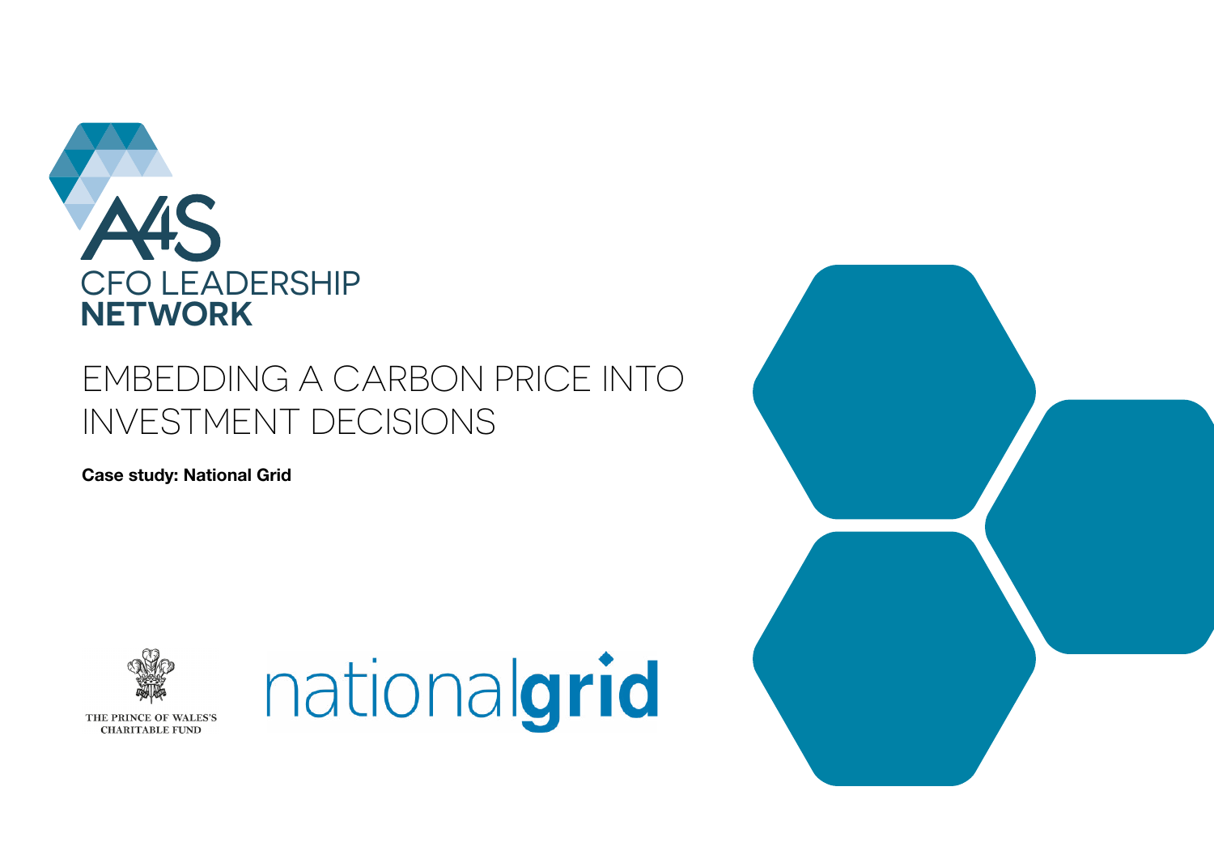A4S

CFO LEADERSHIP **NETWORK**

# EMBEDDING A CARBON PRICE INTO INVESTMENT DECISIONS

**Case study: National Grid**

THE PRINCE OF WALES'S CHARITABLE FUND

nationalgrid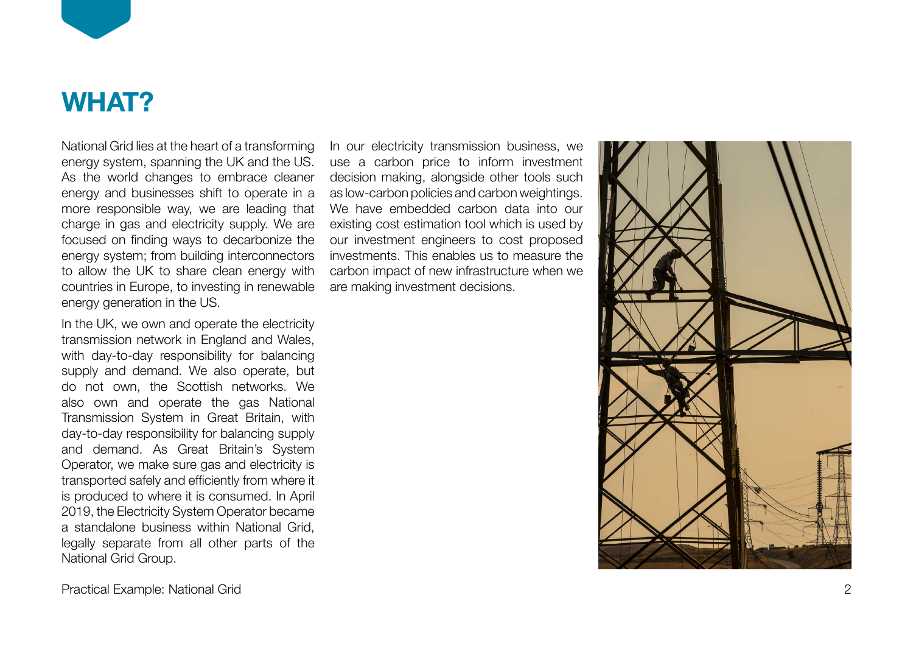# WHAT?

National Grid lies at the heart of a transforming energy system, spanning the UK and the US. As the world changes to embrace cleaner energy and businesses shift to operate in a more responsible way, we are leading that charge in gas and electricity supply. We are focused on finding ways to decarbonize the energy system; from building interconnectors to allow the UK to share clean energy with countries in Europe, to investing in renewable energy generation in the US.

In the UK, we own and operate the electricity transmission network in England and Wales, with day-to-day responsibility for balancing supply and demand. We also operate, but do not own, the Scottish networks. We also own and operate the gas National Transmission System in Great Britain, with day-to-day responsibility for balancing supply and demand. As Great Britain's System Operator, we make sure gas and electricity is transported safely and efficiently from where it is produced to where it is consumed. In April 2019, the Electricity System Operator became a standalone business within National Grid, legally separate from all other parts of the National Grid Group.

In our electricity transmission business, we use a carbon price to inform investment decision making, alongside other tools such as low-carbon policies and carbon weightings. We have embedded carbon data into our existing cost estimation tool which is used by our investment engineers to cost proposed investments. This enables us to measure the carbon impact of new infrastructure when we are making investment decisions.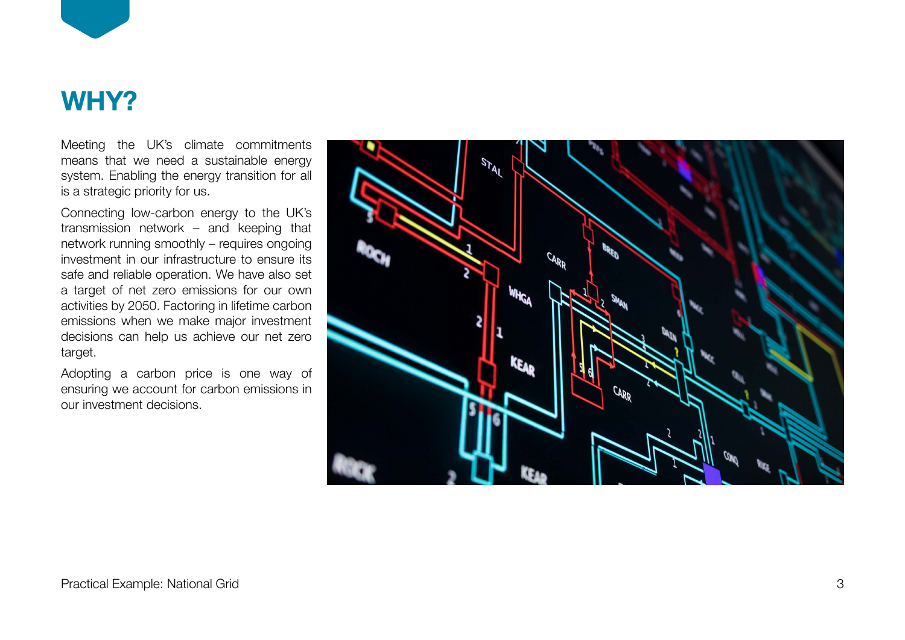# WHY?

Meeting the UK's climate commitments means that we need a sustainable energy system. Enabling the energy transition for all is a strategic priority for us.

Connecting low-carbon energy to the UK's transmission network – and keeping that network running smoothly – requires ongoing investment in our infrastructure to ensure its safe and reliable operation. We have also set a target of net zero emissions for our own activities by 2050. Factoring in lifetime carbon emissions when we make major investment decisions can help us achieve our net zero target.

Adopting a carbon price is one way of ensuring we account for carbon emissions in our investment decisions.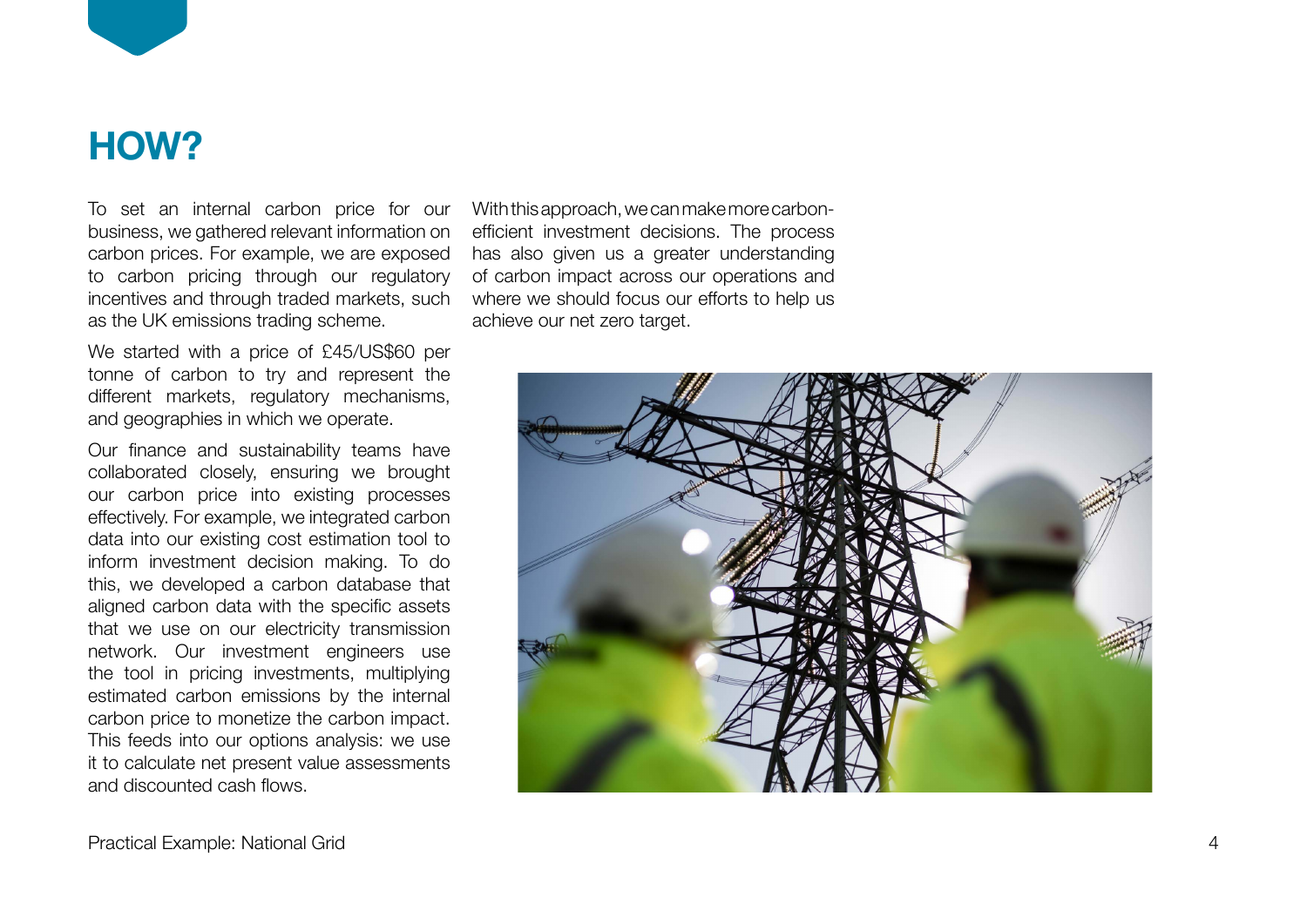# HOW?

To set an internal carbon price for our business, we gathered relevant information on carbon prices. For example, we are exposed to carbon pricing through our regulatory incentives and through traded markets, such as the UK emissions trading scheme.

We started with a price of £45/US$60 per tonne of carbon to try and represent the different markets, regulatory mechanisms, and geographies in which we operate.

Our finance and sustainability teams have collaborated closely, ensuring we brought our carbon price into existing processes effectively. For example, we integrated carbon data into our existing cost estimation tool to inform investment decision making. To do this, we developed a carbon database that aligned carbon data with the specific assets that we use on our electricity transmission network. Our investment engineers use the tool in pricing investments, multiplying estimated carbon emissions by the internal carbon price to monetize the carbon impact. This feeds into our options analysis: we use it to calculate net present value assessments and discounted cash flows.

With this approach, we can make more carbon-efficient investment decisions. The process has also given us a greater understanding of carbon impact across our operations and where we should focus our efforts to help us achieve our net zero target.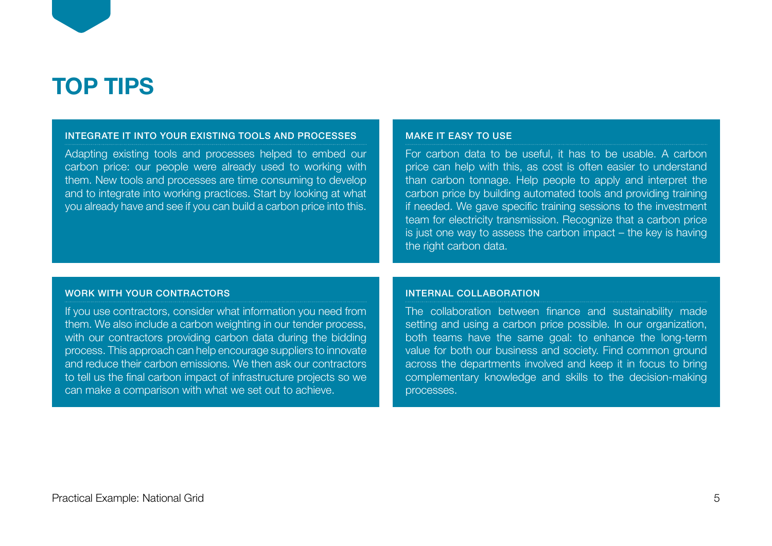# TOP TIPS

### INTEGRATE IT INTO YOUR EXISTING TOOLS AND PROCESSES

Adapting existing tools and processes helped to embed our carbon price: our people were already used to working with them. New tools and processes are time consuming to develop and to integrate into working practices. Start by looking at what you already have and see if you can build a carbon price into this.

### MAKE IT EASY TO USE

For carbon data to be useful, it has to be usable. A carbon price can help with this, as cost is often easier to understand than carbon tonnage. Help people to apply and interpret the carbon price by building automated tools and providing training if needed. We gave specific training sessions to the investment team for electricity transmission. Recognize that a carbon price is just one way to assess the carbon impact – the key is having the right carbon data.

### WORK WITH YOUR CONTRACTORS

If you use contractors, consider what information you need from them. We also include a carbon weighting in our tender process, with our contractors providing carbon data during the bidding process. This approach can help encourage suppliers to innovate and reduce their carbon emissions. We then ask our contractors to tell us the final carbon impact of infrastructure projects so we can make a comparison with what we set out to achieve.

### INTERNAL COLLABORATION

The collaboration between finance and sustainability made setting and using a carbon price possible. In our organization, both teams have the same goal: to enhance the long-term value for both our business and society. Find common ground across the departments involved and keep it in focus to bring complementary knowledge and skills to the decision-making processes.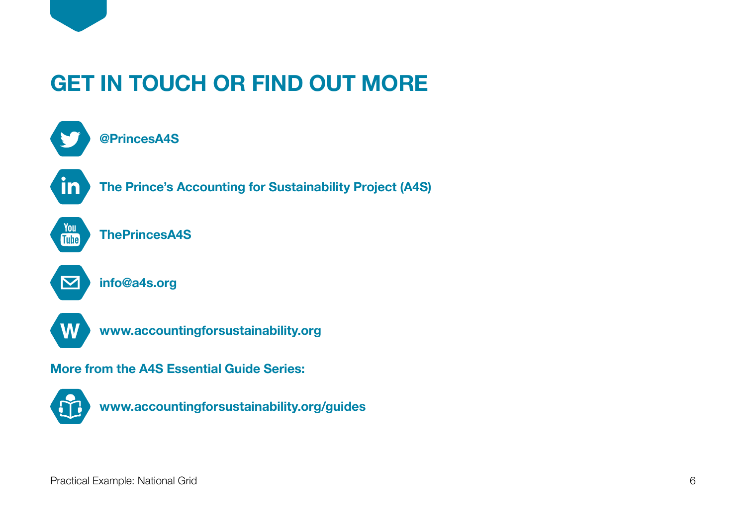# GET IN TOUCH OR FIND OUT MORE

**@PrincesA4S**

**The Prince's Accounting for Sustainability Project (A4S)**

**ThePrincesA4S**

**info@a4s.org**

**www.accountingforsustainability.org**

**More from the A4S Essential Guide Series:**

**www.accountingforsustainability.org/guides**